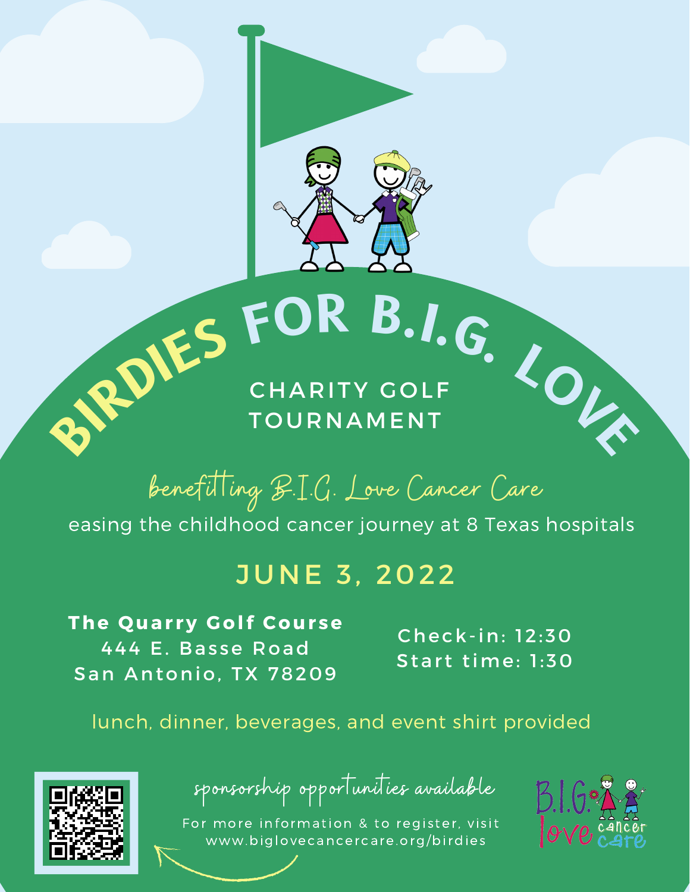# BIRDIES FOR B.I.G. LOVE

## CHARITY GOLF TOURNAMENT

*benefitting B.I.G. Love Cancer Care*

easing the childhood cancer journey at 8 Texas hospitals

## JUNE 3, 2022

**The Quarry Golf Course**
444 E. Basse Road
San Antonio, TX 78209

Check-in: 12:30
Start time: 1:30

lunch, dinner, beverages, and event shirt provided

*sponsorship opportunities available*

For more information & to register, visit
www.biglovecancercare.org/birdies

B.I.G. love cancer care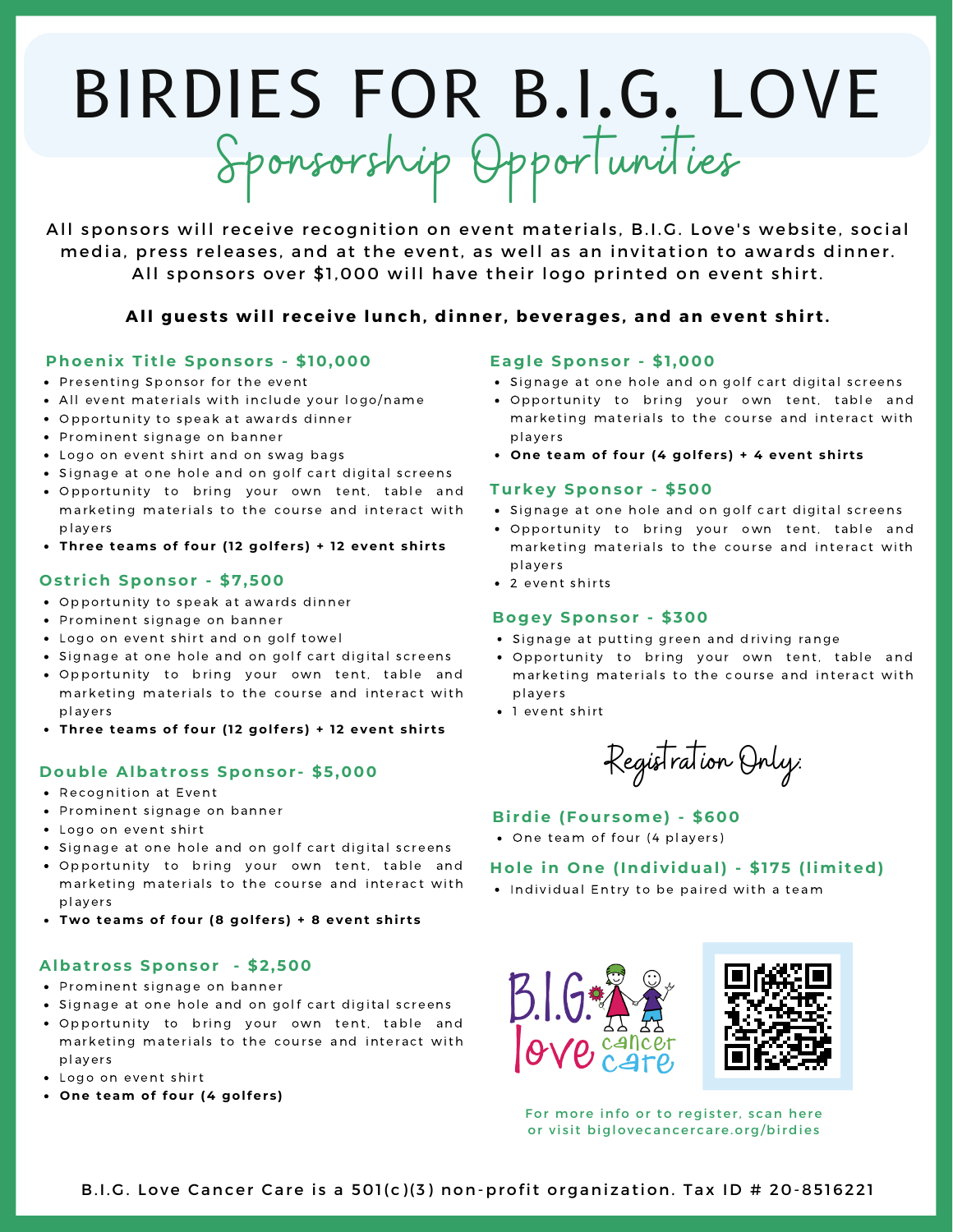# BIRDIES FOR B.I.G. LOVE

## Sponsorship Opportunities

All sponsors will receive recognition on event materials, B.I.G. Love's website, social media, press releases, and at the event, as well as an invitation to awards dinner. All sponsors over $1,000 will have their logo printed on event shirt.

**All guests will receive lunch, dinner, beverages, and an event shirt.**

### Phoenix Title Sponsors - $10,000

- Presenting Sponsor for the event
- All event materials with include your logo/name
- Opportunity to speak at awards dinner
- Prominent signage on banner
- Logo on event shirt and on swag bags
- Signage at one hole and on golf cart digital screens
- Opportunity to bring your own tent, table and marketing materials to the course and interact with players
- **Three teams of four (12 golfers) + 12 event shirts**

### Ostrich Sponsor - $7,500

- Opportunity to speak at awards dinner
- Prominent signage on banner
- Logo on event shirt and on golf towel
- Signage at one hole and on golf cart digital screens
- Opportunity to bring your own tent, table and marketing materials to the course and interact with players
- **Three teams of four (12 golfers) + 12 event shirts**

### Double Albatross Sponsor- $5,000

- Recognition at Event
- Prominent signage on banner
- Logo on event shirt
- Signage at one hole and on golf cart digital screens
- Opportunity to bring your own tent, table and marketing materials to the course and interact with players
- **Two teams of four (8 golfers) + 8 event shirts**

### Albatross Sponsor - $2,500

- Prominent signage on banner
- Signage at one hole and on golf cart digital screens
- Opportunity to bring your own tent, table and marketing materials to the course and interact with players
- Logo on event shirt
- **One team of four (4 golfers)**

### Eagle Sponsor - $1,000

- Signage at one hole and on golf cart digital screens
- Opportunity to bring your own tent, table and marketing materials to the course and interact with players
- **One team of four (4 golfers) + 4 event shirts**

### Turkey Sponsor - $500

- Signage at one hole and on golf cart digital screens
- Opportunity to bring your own tent, table and marketing materials to the course and interact with players
- 2 event shirts

### Bogey Sponsor - $300

- Signage at putting green and driving range
- Opportunity to bring your own tent, table and marketing materials to the course and interact with players
- 1 event shirt

## Registration Only:

### Birdie (Foursome) - $600

- One team of four (4 players)

### Hole in One (Individual) - $175 (limited)

- Individual Entry to be paired with a team

B.I.G. love cancer care

For more info or to register, scan here or visit biglovecancercare.org/birdies

B.I.G. Love Cancer Care is a 501(c)(3) non-profit organization. Tax ID # 20-8516221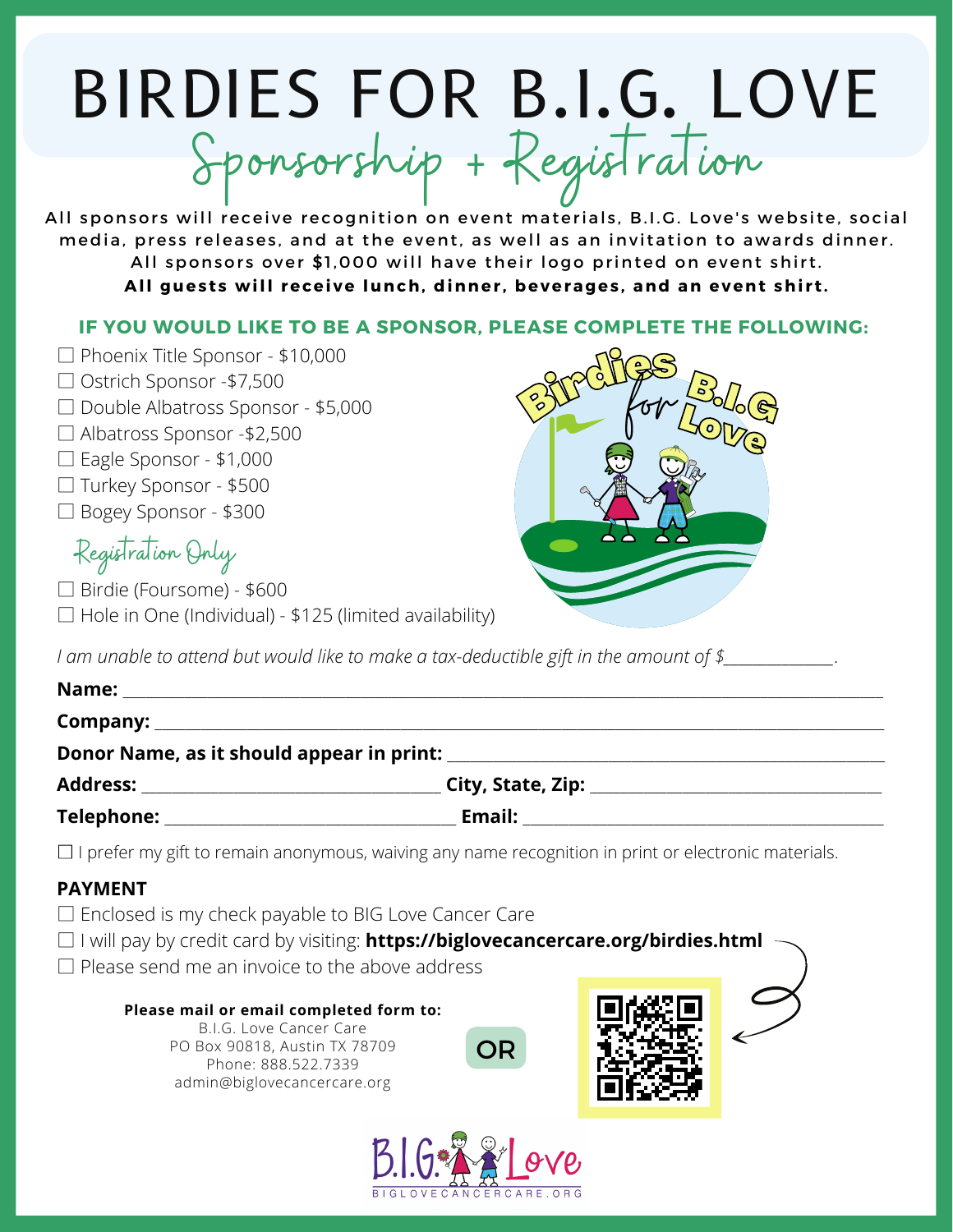# BIRDIES FOR B.I.G. LOVE

## Sponsorship + Registration

All sponsors will receive recognition on event materials, B.I.G. Love's website, social media, press releases, and at the event, as well as an invitation to awards dinner. All sponsors over $1,000 will have their logo printed on event shirt.
**All guests will receive lunch, dinner, beverages, and an event shirt.**

### IF YOU WOULD LIKE TO BE A SPONSOR, PLEASE COMPLETE THE FOLLOWING:

- ☐ Phoenix Title Sponsor - $10,000
- ☐ Ostrich Sponsor -$7,500
- ☐ Double Albatross Sponsor - $5,000
- ☐ Albatross Sponsor -$2,500
- ☐ Eagle Sponsor - $1,000
- ☐ Turkey Sponsor - $500
- ☐ Bogey Sponsor - $300

### Registration Only

- ☐ Birdie (Foursome) - $600
- ☐ Hole in One (Individual) - $125 (limited availability)

*I am unable to attend but would like to make a tax-deductible gift in the amount of $____________.*

**Name:** ______________________________________________

**Company:** ______________________________________________

**Donor Name, as it should appear in print:** ______________________________

**Address:** ______________________ **City, State, Zip:** ______________________

**Telephone:** ______________________ **Email:** ______________________

☐ I prefer my gift to remain anonymous, waiving any name recognition in print or electronic materials.

### PAYMENT

- ☐ Enclosed is my check payable to BIG Love Cancer Care
- ☐ I will pay by credit card by visiting: **https://biglovecancercare.org/birdies.html**
- ☐ Please send me an invoice to the above address

**Please mail or email completed form to:**
B.I.G. Love Cancer Care
PO Box 90818, Austin TX 78709
Phone: 888.522.7339
admin@biglovecancercare.org

OR

B.I.G. Love
BIGLOVECANCERCARE.ORG